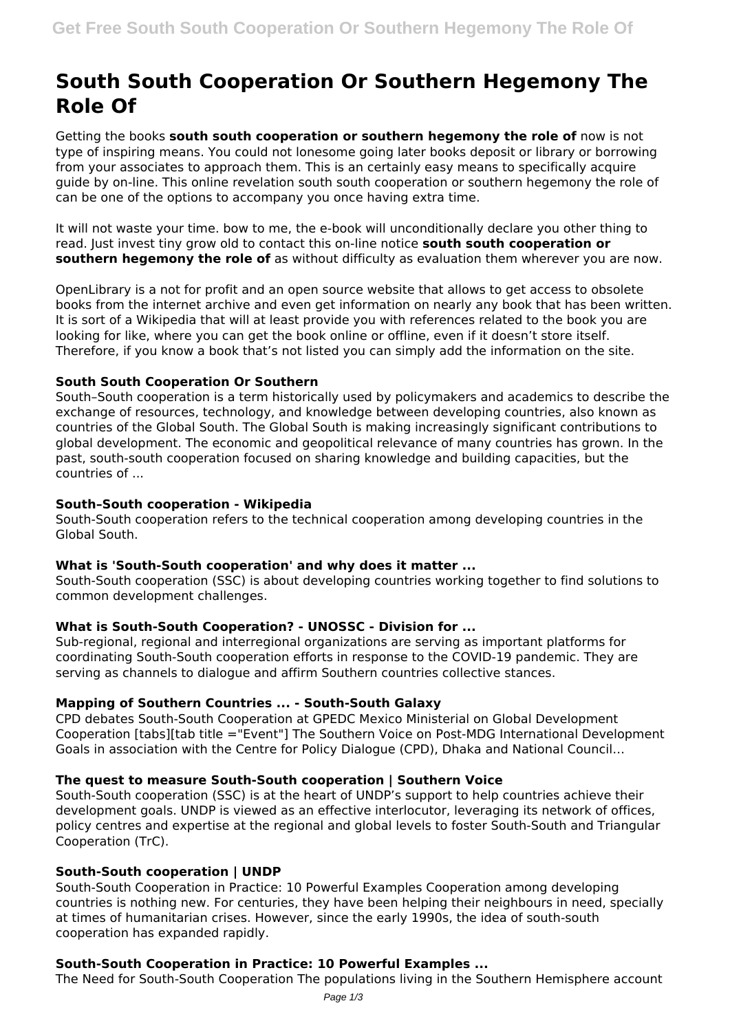# South South Cooperation Or Southern Hegemony The Role Of

Getting the books **south south cooperation or southern hegemony the role of** now is not type of inspiring means. You could not lonesome going later books deposit or library or borrowing from your associates to approach them. This is an certainly easy means to specifically acquire guide by on-line. This online revelation south south cooperation or southern hegemony the role of can be one of the options to accompany you once having extra time.

It will not waste your time. bow to me, the e-book will unconditionally declare you other thing to read. Just invest tiny grow old to contact this on-line notice **south south cooperation or southern hegemony the role of** as without difficulty as evaluation them wherever you are now.

OpenLibrary is a not for profit and an open source website that allows to get access to obsolete books from the internet archive and even get information on nearly any book that has been written. It is sort of a Wikipedia that will at least provide you with references related to the book you are looking for like, where you can get the book online or offline, even if it doesn't store itself. Therefore, if you know a book that's not listed you can simply add the information on the site.

### South South Cooperation Or Southern

South–South cooperation is a term historically used by policymakers and academics to describe the exchange of resources, technology, and knowledge between developing countries, also known as countries of the Global South. The Global South is making increasingly significant contributions to global development. The economic and geopolitical relevance of many countries has grown. In the past, south-south cooperation focused on sharing knowledge and building capacities, but the countries of ...

### South–South cooperation - Wikipedia

South-South cooperation refers to the technical cooperation among developing countries in the Global South.

### What is 'South-South cooperation' and why does it matter ...

South-South cooperation (SSC) is about developing countries working together to find solutions to common development challenges.

### What is South-South Cooperation? - UNOSSC - Division for ...

Sub-regional, regional and interregional organizations are serving as important platforms for coordinating South-South cooperation efforts in response to the COVID-19 pandemic. They are serving as channels to dialogue and affirm Southern countries collective stances.

### Mapping of Southern Countries ... - South-South Galaxy

CPD debates South-South Cooperation at GPEDC Mexico Ministerial on Global Development Cooperation [tabs][tab title ="Event"] The Southern Voice on Post-MDG International Development Goals in association with the Centre for Policy Dialogue (CPD), Dhaka and National Council…

### The quest to measure South-South cooperation | Southern Voice

South-South cooperation (SSC) is at the heart of UNDP's support to help countries achieve their development goals. UNDP is viewed as an effective interlocutor, leveraging its network of offices, policy centres and expertise at the regional and global levels to foster South-South and Triangular Cooperation (TrC).

### South-South cooperation | UNDP

South-South Cooperation in Practice: 10 Powerful Examples Cooperation among developing countries is nothing new. For centuries, they have been helping their neighbours in need, specially at times of humanitarian crises. However, since the early 1990s, the idea of south-south cooperation has expanded rapidly.

### South-South Cooperation in Practice: 10 Powerful Examples ...

The Need for South-South Cooperation The populations living in the Southern Hemisphere account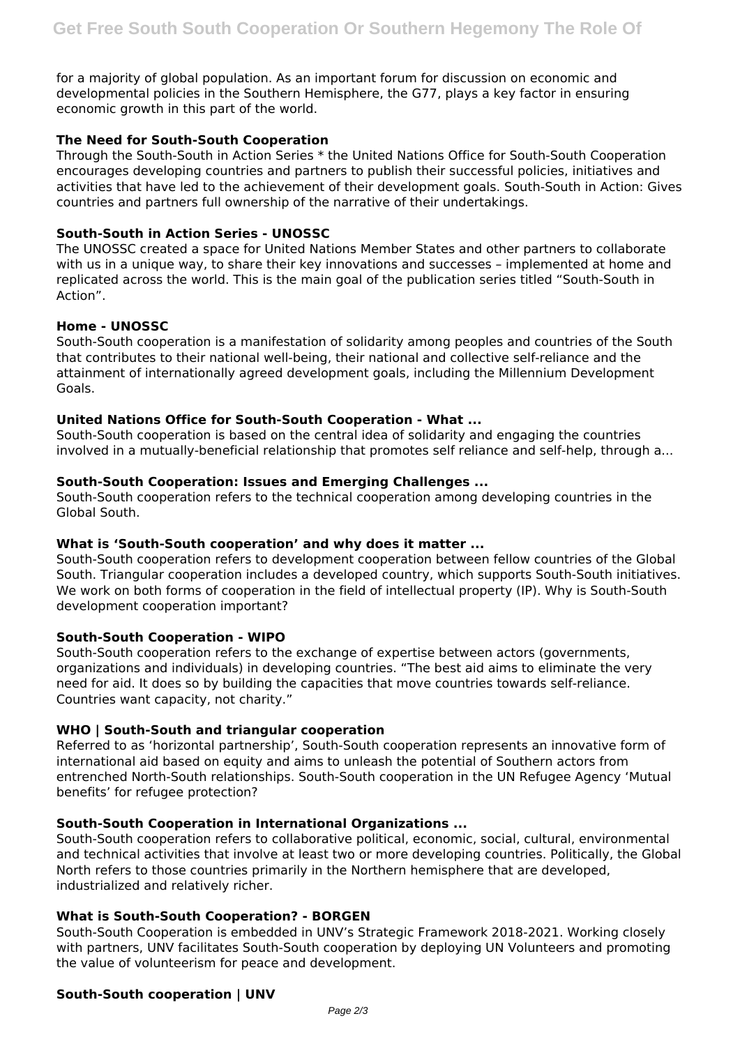for a majority of global population. As an important forum for discussion on economic and developmental policies in the Southern Hemisphere, the G77, plays a key factor in ensuring economic growth in this part of the world.

### The Need for South-South Cooperation

Through the South-South in Action Series * the United Nations Office for South-South Cooperation encourages developing countries and partners to publish their successful policies, initiatives and activities that have led to the achievement of their development goals. South-South in Action: Gives countries and partners full ownership of the narrative of their undertakings.

### South-South in Action Series - UNOSSC

The UNOSSC created a space for United Nations Member States and other partners to collaborate with us in a unique way, to share their key innovations and successes – implemented at home and replicated across the world. This is the main goal of the publication series titled "South-South in Action".

### Home - UNOSSC

South-South cooperation is a manifestation of solidarity among peoples and countries of the South that contributes to their national well-being, their national and collective self-reliance and the attainment of internationally agreed development goals, including the Millennium Development Goals.

### United Nations Office for South-South Cooperation - What ...

South-South cooperation is based on the central idea of solidarity and engaging the countries involved in a mutually-beneficial relationship that promotes self reliance and self-help, through a...

### South-South Cooperation: Issues and Emerging Challenges ...

South-South cooperation refers to the technical cooperation among developing countries in the Global South.

### What is 'South-South cooperation' and why does it matter ...

South-South cooperation refers to development cooperation between fellow countries of the Global South. Triangular cooperation includes a developed country, which supports South-South initiatives. We work on both forms of cooperation in the field of intellectual property (IP). Why is South-South development cooperation important?

### South-South Cooperation - WIPO

South-South cooperation refers to the exchange of expertise between actors (governments, organizations and individuals) in developing countries. "The best aid aims to eliminate the very need for aid. It does so by building the capacities that move countries towards self-reliance. Countries want capacity, not charity."

### WHO | South-South and triangular cooperation

Referred to as 'horizontal partnership', South-South cooperation represents an innovative form of international aid based on equity and aims to unleash the potential of Southern actors from entrenched North-South relationships. South-South cooperation in the UN Refugee Agency 'Mutual benefits' for refugee protection?

### South-South Cooperation in International Organizations ...

South-South cooperation refers to collaborative political, economic, social, cultural, environmental and technical activities that involve at least two or more developing countries. Politically, the Global North refers to those countries primarily in the Northern hemisphere that are developed, industrialized and relatively richer.

### What is South-South Cooperation? - BORGEN

South-South Cooperation is embedded in UNV's Strategic Framework 2018-2021. Working closely with partners, UNV facilitates South-South cooperation by deploying UN Volunteers and promoting the value of volunteerism for peace and development.

### South-South cooperation | UNV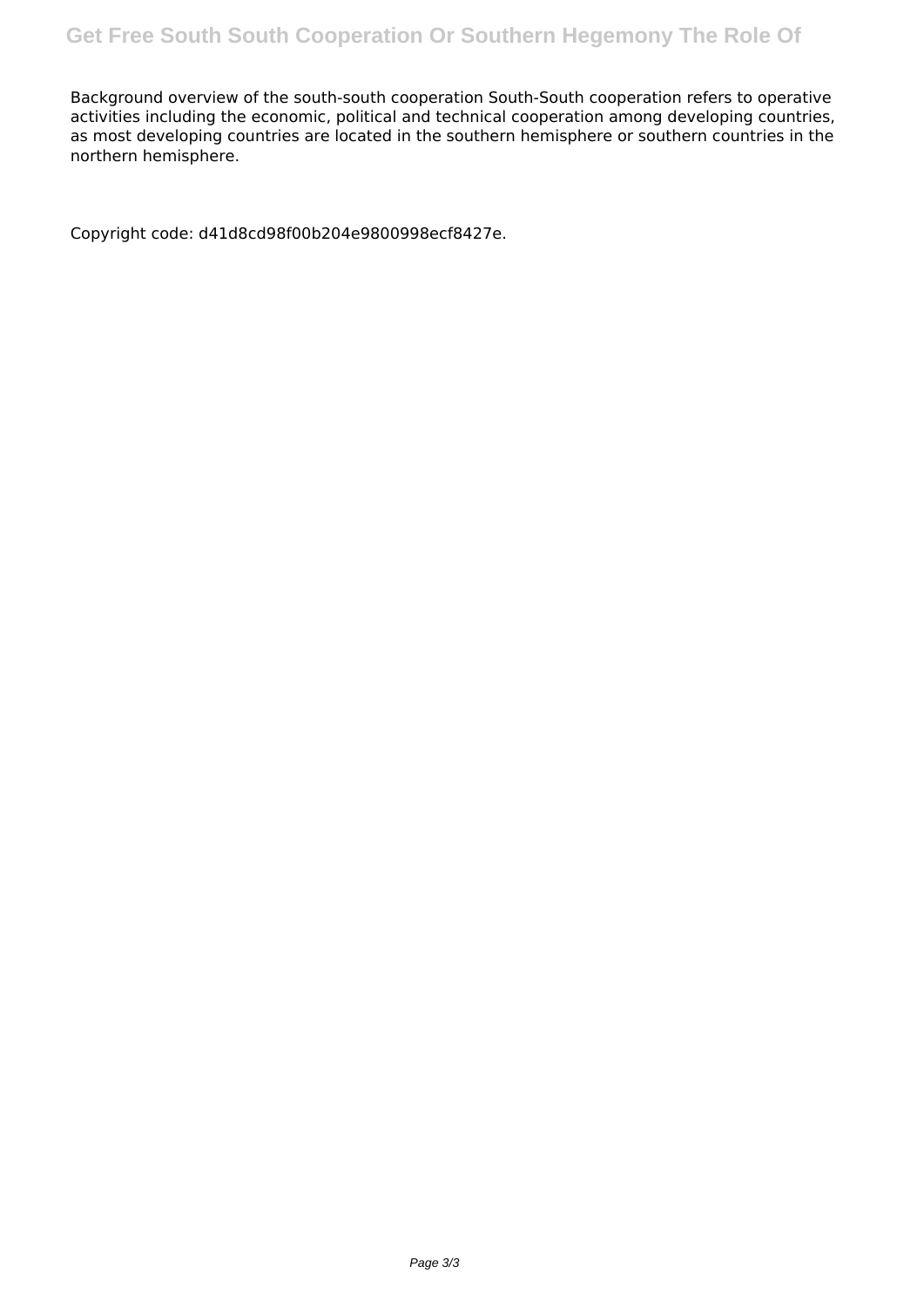Background overview of the south-south cooperation South-South cooperation refers to operative activities including the economic, political and technical cooperation among developing countries, as most developing countries are located in the southern hemisphere or southern countries in the northern hemisphere.

Copyright code: d41d8cd98f00b204e9800998ecf8427e.